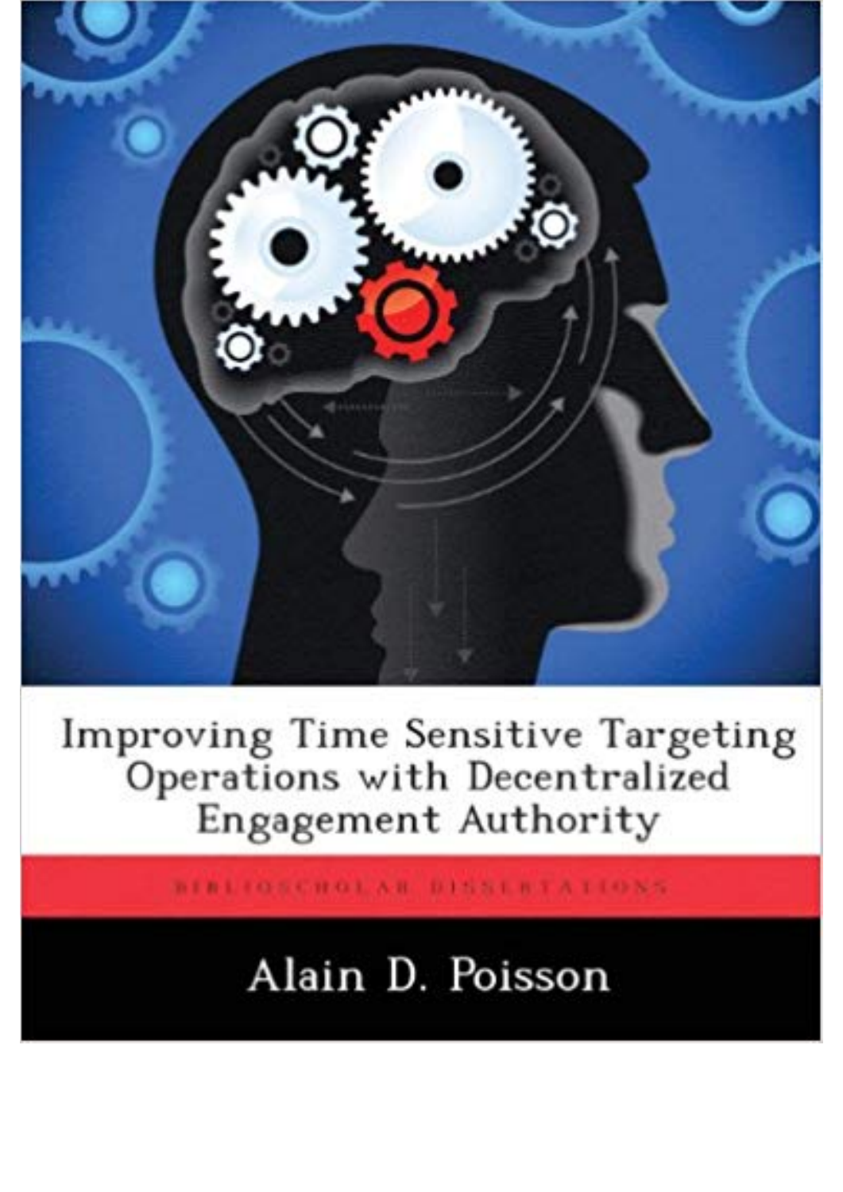# Improving Time Sensitive Targeting Operations with Decentralized Engagement Authority

BIBLIOSCHOLAR DISSERTATIONS

Alain D. Poisson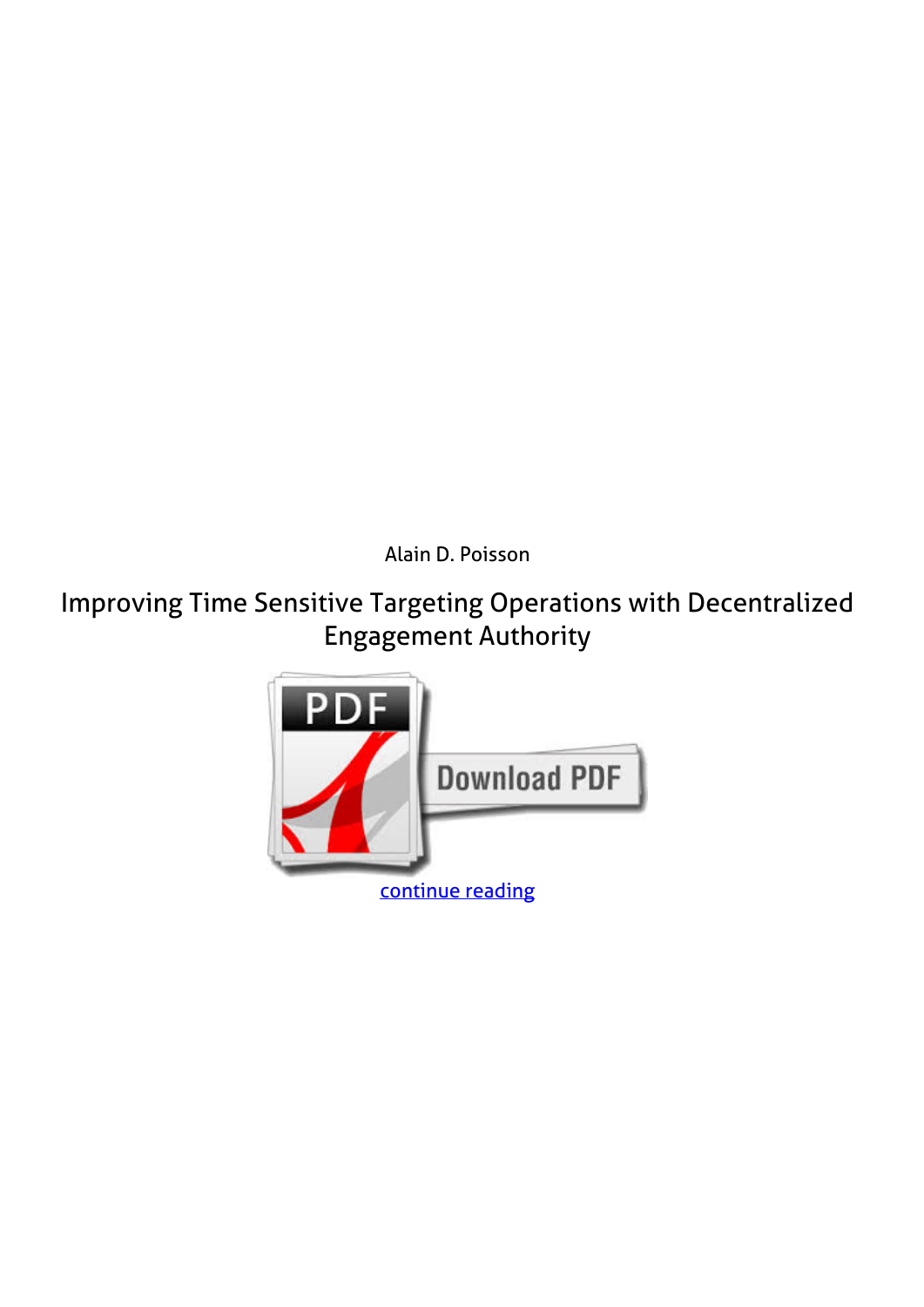Alain D. Poisson

# Improving Time Sensitive Targeting Operations with Decentralized Engagement Authority

continue reading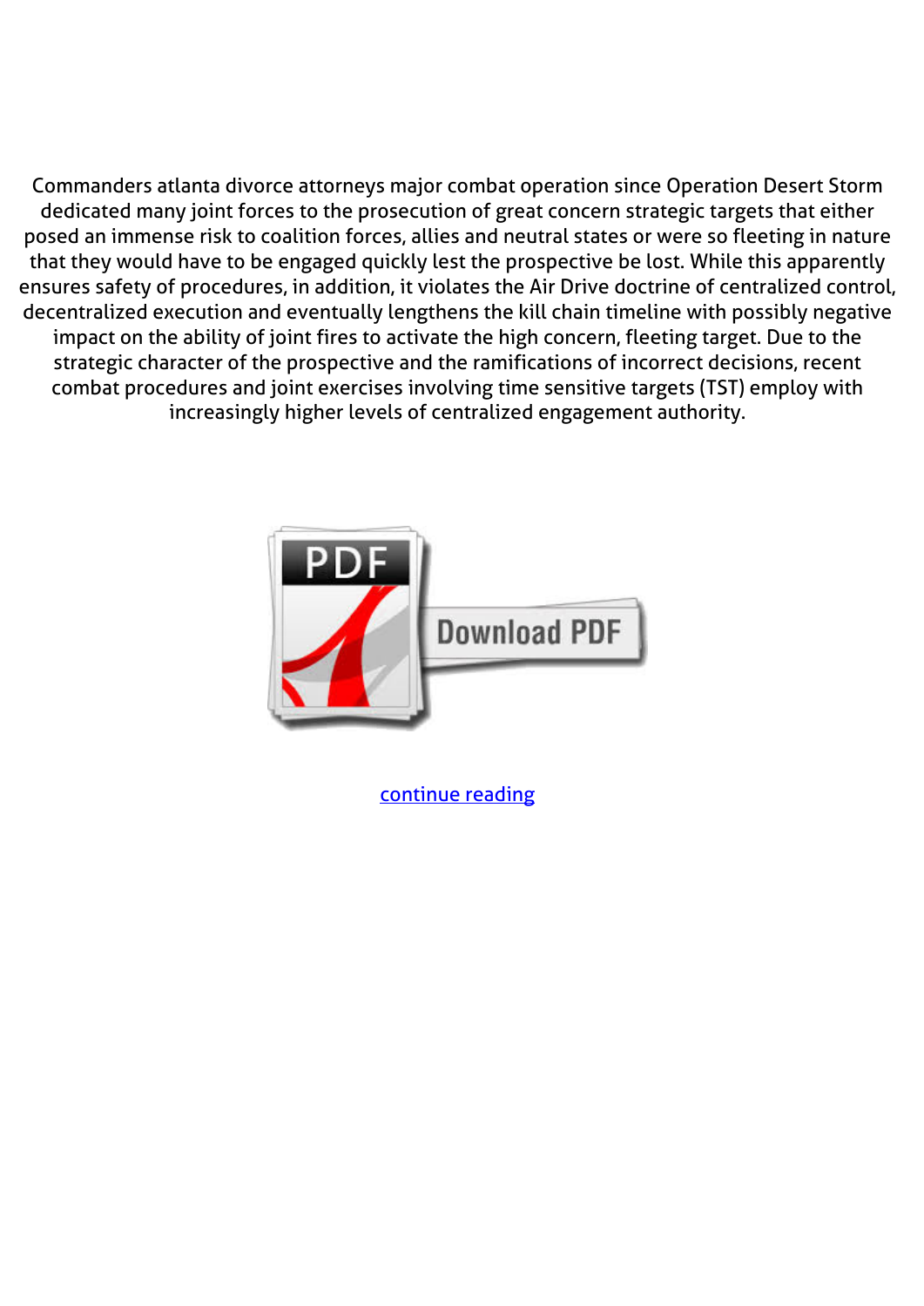Commanders atlanta divorce attorneys major combat operation since Operation Desert Storm dedicated many joint forces to the prosecution of great concern strategic targets that either posed an immense risk to coalition forces, allies and neutral states or were so fleeting in nature that they would have to be engaged quickly lest the prospective be lost. While this apparently ensures safety of procedures, in addition, it violates the Air Drive doctrine of centralized control, decentralized execution and eventually lengthens the kill chain timeline with possibly negative impact on the ability of joint fires to activate the high concern, fleeting target. Due to the strategic character of the prospective and the ramifications of incorrect decisions, recent combat procedures and joint exercises involving time sensitive targets (TST) employ with increasingly higher levels of centralized engagement authority.

continue reading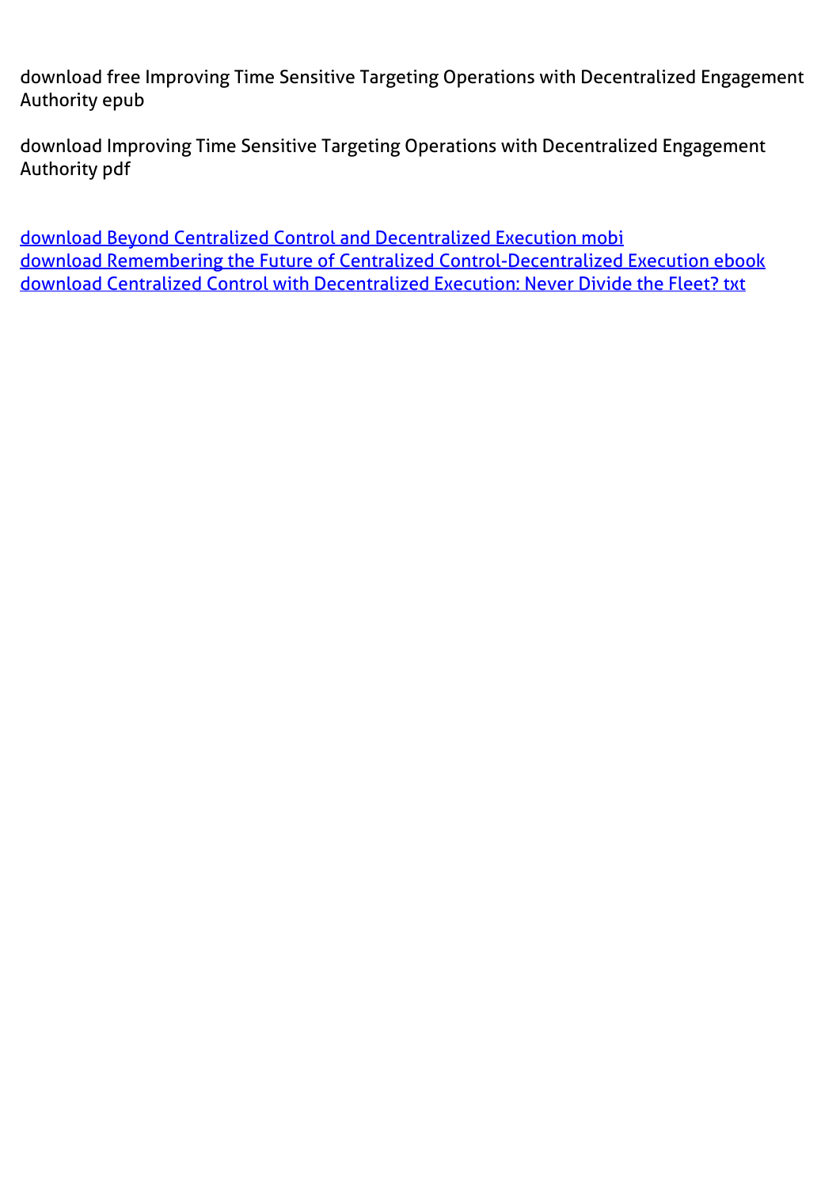download free Improving Time Sensitive Targeting Operations with Decentralized Engagement Authority epub

download Improving Time Sensitive Targeting Operations with Decentralized Engagement Authority pdf

download Beyond Centralized Control and Decentralized Execution mobi
download Remembering the Future of Centralized Control-Decentralized Execution ebook
download Centralized Control with Decentralized Execution: Never Divide the Fleet? txt